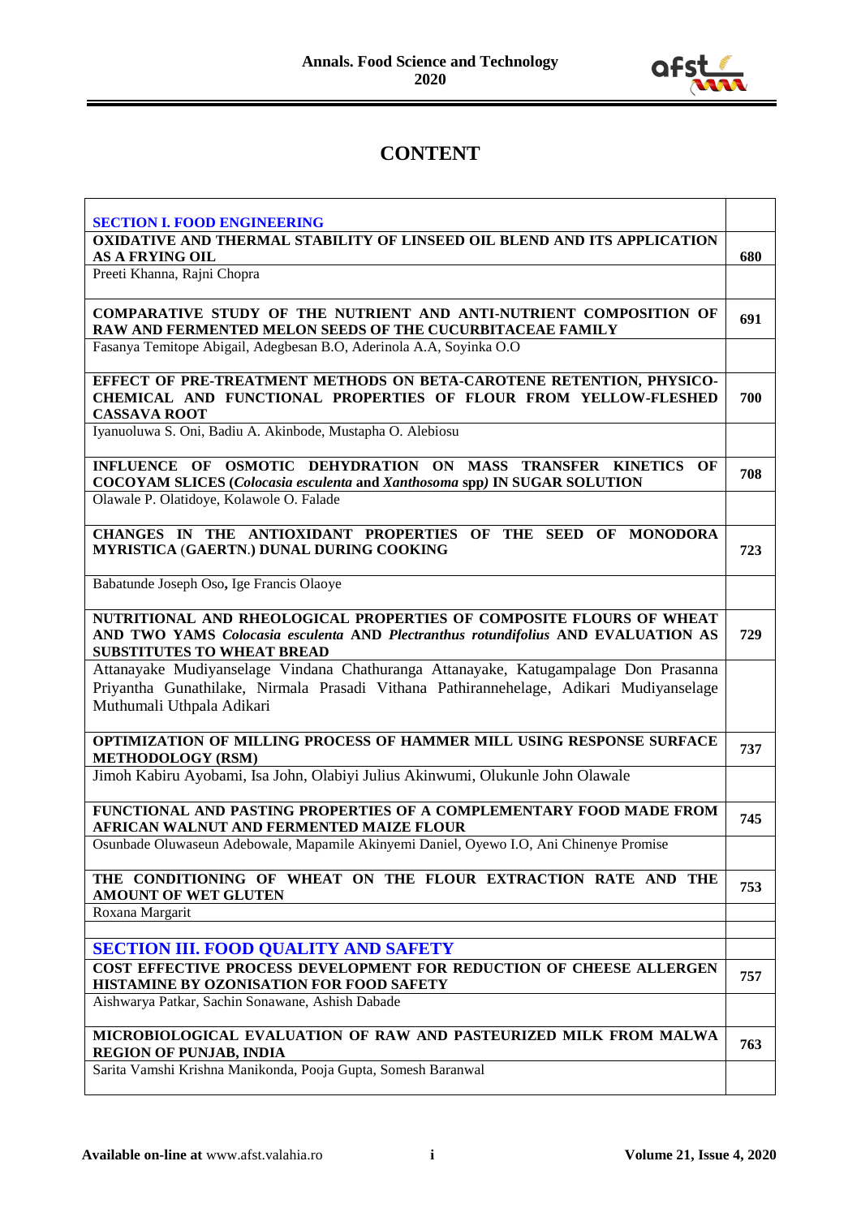# CONTENT

| | |
|---|---|
| **SECTION I. FOOD ENGINEERING** | |
| **OXIDATIVE AND THERMAL STABILITY OF LINSEED OIL BLEND AND ITS APPLICATION AS A FRYING OIL** | **680** |
| Preeti Khanna, Rajni Chopra | |
| **COMPARATIVE STUDY OF THE NUTRIENT AND ANTI-NUTRIENT COMPOSITION OF RAW AND FERMENTED MELON SEEDS OF THE CUCURBITACEAE FAMILY** | **691** |
| Fasanya Temitope Abigail, Adegbesan B.O, Aderinola A.A, Soyinka O.O | |
| **EFFECT OF PRE-TREATMENT METHODS ON BETA-CAROTENE RETENTION, PHYSICO-CHEMICAL AND FUNCTIONAL PROPERTIES OF FLOUR FROM YELLOW-FLESHED CASSAVA ROOT** | **700** |
| Iyanuoluwa S. Oni, Badiu A. Akinbode, Mustapha O. Alebiosu | |
| **INFLUENCE OF OSMOTIC DEHYDRATION ON MASS TRANSFER KINETICS OF COCOYAM SLICES (*Colocasia esculenta* and *Xanthosoma* spp) IN SUGAR SOLUTION** | **708** |
| Olawale P. Olatidoye, Kolawole O. Falade | |
| **CHANGES IN THE ANTIOXIDANT PROPERTIES OF THE SEED OF MONODORA MYRISTICA (GAERTN.) DUNAL DURING COOKING** | **723** |
| Babatunde Joseph Oso**,** Ige Francis Olaoye | |
| **NUTRITIONAL AND RHEOLOGICAL PROPERTIES OF COMPOSITE FLOURS OF WHEAT AND TWO YAMS *Colocasia esculenta* AND *Plectranthus rotundifolius* AND EVALUATION AS SUBSTITUTES TO WHEAT BREAD** | **729** |
| Attanayake Mudiyanselage Vindana Chathuranga Attanayake, Katugampalage Don Prasanna Priyantha Gunathilake, Nirmala Prasadi Vithana Pathirannehelage, Adikari Mudiyanselage Muthumali Uthpala Adikari | |
| **OPTIMIZATION OF MILLING PROCESS OF HAMMER MILL USING RESPONSE SURFACE METHODOLOGY (RSM)** | **737** |
| Jimoh Kabiru Ayobami, Isa John, Olabiyi Julius Akinwumi, Olukunle John Olawale | |
| **FUNCTIONAL AND PASTING PROPERTIES OF A COMPLEMENTARY FOOD MADE FROM AFRICAN WALNUT AND FERMENTED MAIZE FLOUR** | **745** |
| Osunbade Oluwaseun Adebowale, Mapamile Akinyemi Daniel, Oyewo I.O, Ani Chinenye Promise | |
| **THE CONDITIONING OF WHEAT ON THE FLOUR EXTRACTION RATE AND THE AMOUNT OF WET GLUTEN** | **753** |
| Roxana Margarit | |
| | |
| **SECTION III. FOOD QUALITY AND SAFETY** | |
| **COST EFFECTIVE PROCESS DEVELOPMENT FOR REDUCTION OF CHEESE ALLERGEN HISTAMINE BY OZONISATION FOR FOOD SAFETY** | **757** |
| Aishwarya Patkar, Sachin Sonawane, Ashish Dabade | |
| **MICROBIOLOGICAL EVALUATION OF RAW AND PASTEURIZED MILK FROM MALWA REGION OF PUNJAB, INDIA** | **763** |
| Sarita Vamshi Krishna Manikonda, Pooja Gupta, Somesh Baranwal | |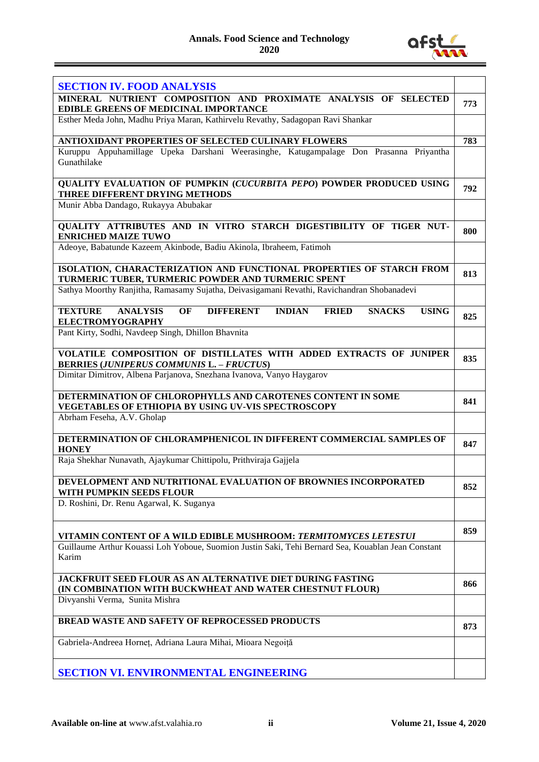| | |
|---|---|
| **SECTION IV. FOOD ANALYSIS** | |
| **MINERAL NUTRIENT COMPOSITION AND PROXIMATE ANALYSIS OF SELECTED EDIBLE GREENS OF MEDICINAL IMPORTANCE** | **773** |
| Esther Meda John, Madhu Priya Maran, Kathirvelu Revathy, Sadagopan Ravi Shankar | |
| **ANTIOXIDANT PROPERTIES OF SELECTED CULINARY FLOWERS** | **783** |
| Kuruppu Appuhamillage Upeka Darshani Weerasinghe, Katugampalage Don Prasanna Priyantha Gunathilake | |
| **QUALITY EVALUATION OF PUMPKIN (*CUCURBITA PEPO*) POWDER PRODUCED USING THREE DIFFERENT DRYING METHODS** | **792** |
| Munir Abba Dandago, Rukayya Abubakar | |
| **QUALITY ATTRIBUTES AND IN VITRO STARCH DIGESTIBILITY OF TIGER NUT-ENRICHED MAIZE TUWO** | **800** |
| Adeoye, Babatunde Kazeem, Akinbode, Badiu Akinola, Ibraheem, Fatimoh | |
| **ISOLATION, CHARACTERIZATION AND FUNCTIONAL PROPERTIES OF STARCH FROM TURMERIC TUBER, TURMERIC POWDER AND TURMERIC SPENT** | **813** |
| Sathya Moorthy Ranjitha, Ramasamy Sujatha, Deivasigamani Revathi, Ravichandran Shobanadevi | |
| **TEXTURE ANALYSIS OF DIFFERENT INDIAN FRIED SNACKS USING ELECTROMYOGRAPHY** | **825** |
| Pant Kirty, Sodhi, Navdeep Singh, Dhillon Bhavnita | |
| **VOLATILE COMPOSITION OF DISTILLATES WITH ADDED EXTRACTS OF JUNIPER BERRIES (*JUNIPERUS COMMUNIS* L. – *FRUCTUS*)** | **835** |
| Dimitar Dimitrov, Albena Parjanova, Snezhana Ivanova, Vanyo Haygarov | |
| **DETERMINATION OF CHLOROPHYLLS AND CAROTENES CONTENT IN SOME VEGETABLES OF ETHIOPIA BY USING UV-VIS SPECTROSCOPY** | **841** |
| Abrham Feseha, A.V. Gholap | |
| **DETERMINATION OF CHLORAMPHENICOL IN DIFFERENT COMMERCIAL SAMPLES OF HONEY** | **847** |
| Raja Shekhar Nunavath, Ajaykumar Chittipolu, Prithviraja Gajjela | |
| **DEVELOPMENT AND NUTRITIONAL EVALUATION OF BROWNIES INCORPORATED WITH PUMPKIN SEEDS FLOUR** | **852** |
| D. Roshini, Dr. Renu Agarwal, K. Suganya | |
| **VITAMIN CONTENT OF A WILD EDIBLE MUSHROOM: *TERMITOMYCES LETESTUI*** | **859** |
| Guillaume Arthur Kouassi Loh Yoboue, Suomion Justin Saki, Tehi Bernard Sea, Kouablan Jean Constant Karim | |
| **JACKFRUIT SEED FLOUR AS AN ALTERNATIVE DIET DURING FASTING (IN COMBINATION WITH BUCKWHEAT AND WATER CHESTNUT FLOUR)** | **866** |
| Divyanshi Verma, Sunita Mishra | |
| **BREAD WASTE AND SAFETY OF REPROCESSED PRODUCTS** | **873** |
| Gabriela-Andreea Horneț, Adriana Laura Mihai, Mioara Negoiță | |
| **SECTION VI. ENVIRONMENTAL ENGINEERING** | |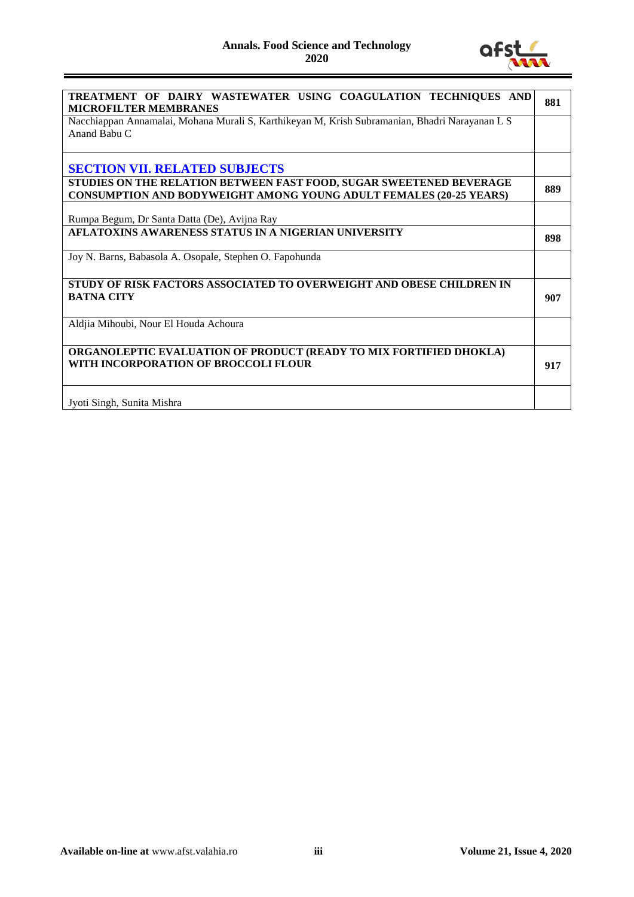| | |
|---|---|
| **TREATMENT OF DAIRY WASTEWATER USING COAGULATION TECHNIQUES AND MICROFILTER MEMBRANES** | **881** |
| Nacchiappan Annamalai, Mohana Murali S, Karthikeyan M, Krish Subramanian, Bhadri Narayanan L S Anand Babu C | |
| **SECTION VII. RELATED SUBJECTS** | |
| **STUDIES ON THE RELATION BETWEEN FAST FOOD, SUGAR SWEETENED BEVERAGE CONSUMPTION AND BODYWEIGHT AMONG YOUNG ADULT FEMALES (20-25 YEARS)** | **889** |
| Rumpa Begum, Dr Santa Datta (De), Avijna Ray | |
| **AFLATOXINS AWARENESS STATUS IN A NIGERIAN UNIVERSITY** | **898** |
| Joy N. Barns, Babasola A. Osopale, Stephen O. Fapohunda | |
| **STUDY OF RISK FACTORS ASSOCIATED TO OVERWEIGHT AND OBESE CHILDREN IN BATNA CITY** | **907** |
| Aldjia Mihoubi, Nour El Houda Achoura | |
| **ORGANOLEPTIC EVALUATION OF PRODUCT (READY TO MIX FORTIFIED DHOKLA) WITH INCORPORATION OF BROCCOLI FLOUR** | **917** |
| Jyoti Singh, Sunita Mishra | |